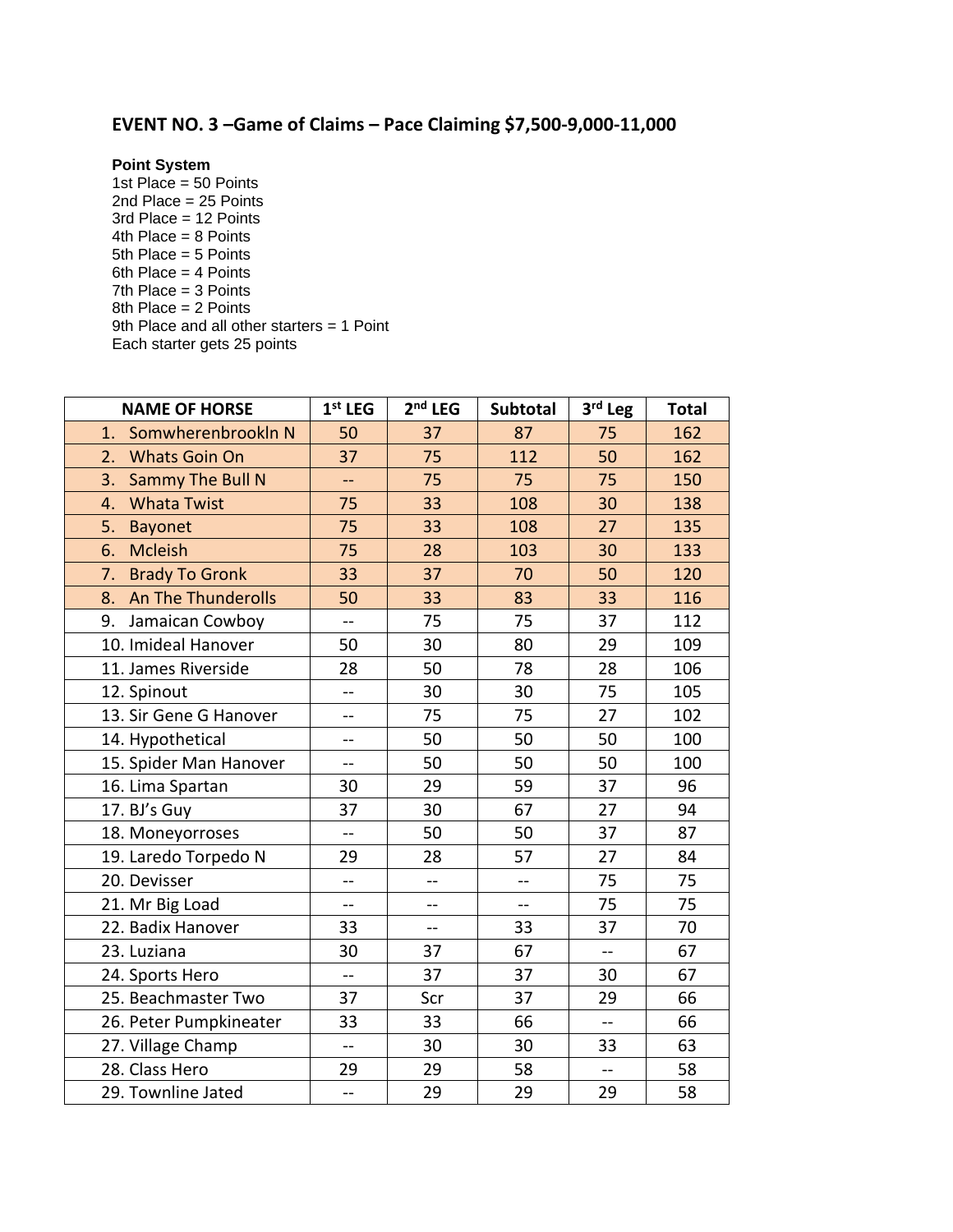## EVENT NO. 3 –Game of Claims – Pace Claiming $7,500-9,000-11,000

**Point System**
1st Place = 50 Points
2nd Place = 25 Points
3rd Place = 12 Points
4th Place = 8 Points
5th Place = 5 Points
6th Place = 4 Points
7th Place = 3 Points
8th Place = 2 Points
9th Place and all other starters = 1 Point
Each starter gets 25 points

| NAME OF HORSE | 1st LEG | 2nd LEG | Subtotal | 3rd Leg | Total |
|---|---|---|---|---|---|
| 1. Somwherenbrookln N | 50 | 37 | 87 | 75 | 162 |
| 2. Whats Goin On | 37 | 75 | 112 | 50 | 162 |
| 3. Sammy The Bull N | -- | 75 | 75 | 75 | 150 |
| 4. Whata Twist | 75 | 33 | 108 | 30 | 138 |
| 5. Bayonet | 75 | 33 | 108 | 27 | 135 |
| 6. Mcleish | 75 | 28 | 103 | 30 | 133 |
| 7. Brady To Gronk | 33 | 37 | 70 | 50 | 120 |
| 8. An The Thunderolls | 50 | 33 | 83 | 33 | 116 |
| 9. Jamaican Cowboy | -- | 75 | 75 | 37 | 112 |
| 10. Imideal Hanover | 50 | 30 | 80 | 29 | 109 |
| 11. James Riverside | 28 | 50 | 78 | 28 | 106 |
| 12. Spinout | -- | 30 | 30 | 75 | 105 |
| 13. Sir Gene G Hanover | -- | 75 | 75 | 27 | 102 |
| 14. Hypothetical | -- | 50 | 50 | 50 | 100 |
| 15. Spider Man Hanover | -- | 50 | 50 | 50 | 100 |
| 16. Lima Spartan | 30 | 29 | 59 | 37 | 96 |
| 17. BJ's Guy | 37 | 30 | 67 | 27 | 94 |
| 18. Moneyorroses | -- | 50 | 50 | 37 | 87 |
| 19. Laredo Torpedo N | 29 | 28 | 57 | 27 | 84 |
| 20. Devisser | -- | -- | -- | 75 | 75 |
| 21. Mr Big Load | -- | -- | -- | 75 | 75 |
| 22. Badix Hanover | 33 | -- | 33 | 37 | 70 |
| 23. Luziana | 30 | 37 | 67 | -- | 67 |
| 24. Sports Hero | -- | 37 | 37 | 30 | 67 |
| 25. Beachmaster Two | 37 | Scr | 37 | 29 | 66 |
| 26. Peter Pumpkineater | 33 | 33 | 66 | -- | 66 |
| 27. Village Champ | -- | 30 | 30 | 33 | 63 |
| 28. Class Hero | 29 | 29 | 58 | -- | 58 |
| 29. Townline Jated | -- | 29 | 29 | 29 | 58 |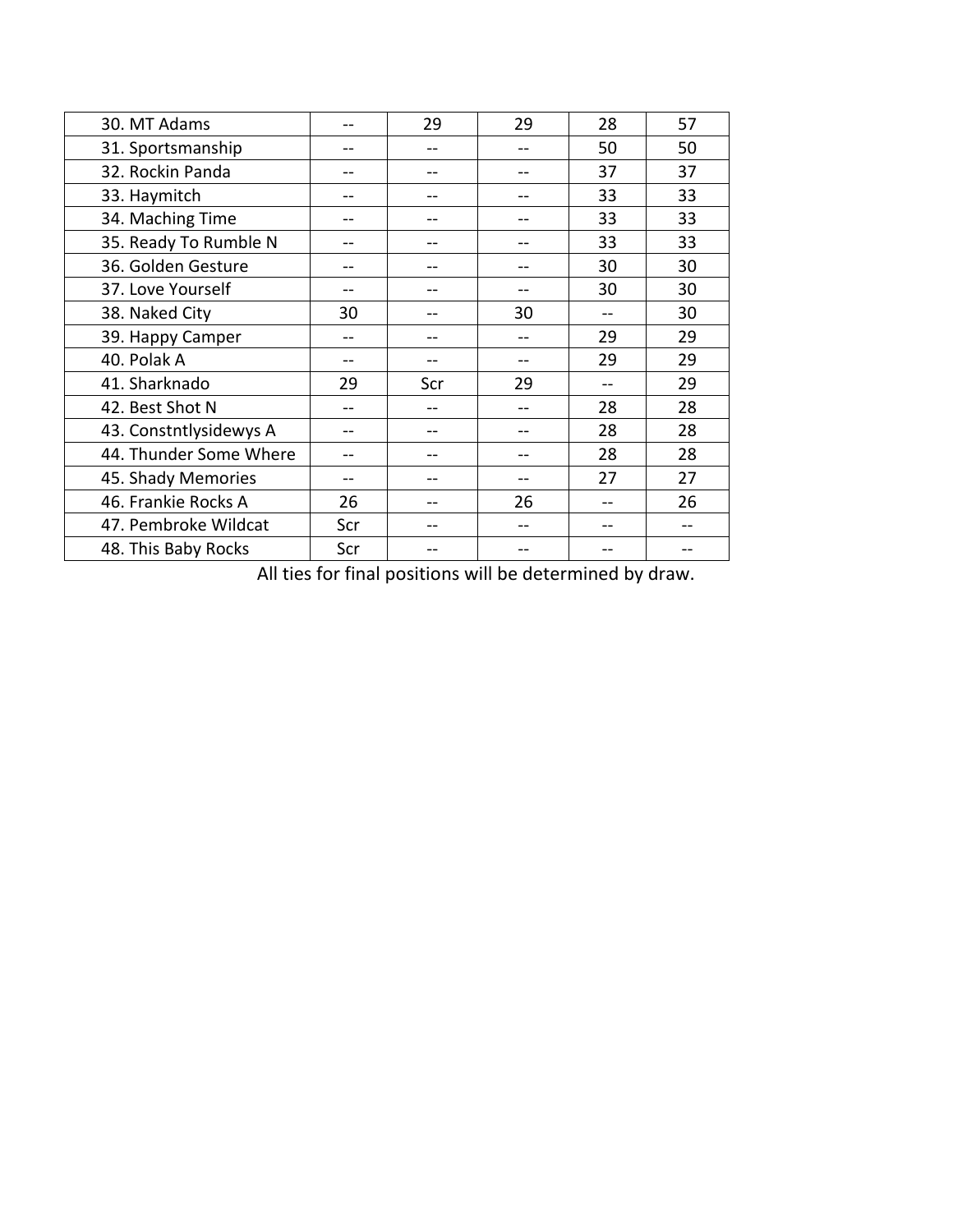| | | | | | |
|---|---|---|---|---|---|
| 30. MT Adams | -- | 29 | 29 | 28 | 57 |
| 31. Sportsmanship | -- | -- | -- | 50 | 50 |
| 32. Rockin Panda | -- | -- | -- | 37 | 37 |
| 33. Haymitch | -- | -- | -- | 33 | 33 |
| 34. Maching Time | -- | -- | -- | 33 | 33 |
| 35. Ready To Rumble N | -- | -- | -- | 33 | 33 |
| 36. Golden Gesture | -- | -- | -- | 30 | 30 |
| 37. Love Yourself | -- | -- | -- | 30 | 30 |
| 38. Naked City | 30 | -- | 30 | -- | 30 |
| 39. Happy Camper | -- | -- | -- | 29 | 29 |
| 40. Polak A | -- | -- | -- | 29 | 29 |
| 41. Sharknado | 29 | Scr | 29 | -- | 29 |
| 42. Best Shot N | -- | -- | -- | 28 | 28 |
| 43. Constntlysidewys A | -- | -- | -- | 28 | 28 |
| 44. Thunder Some Where | -- | -- | -- | 28 | 28 |
| 45. Shady Memories | -- | -- | -- | 27 | 27 |
| 46. Frankie Rocks A | 26 | -- | 26 | -- | 26 |
| 47. Pembroke Wildcat | Scr | -- | -- | -- | -- |
| 48. This Baby Rocks | Scr | -- | -- | -- | -- |

All ties for final positions will be determined by draw.